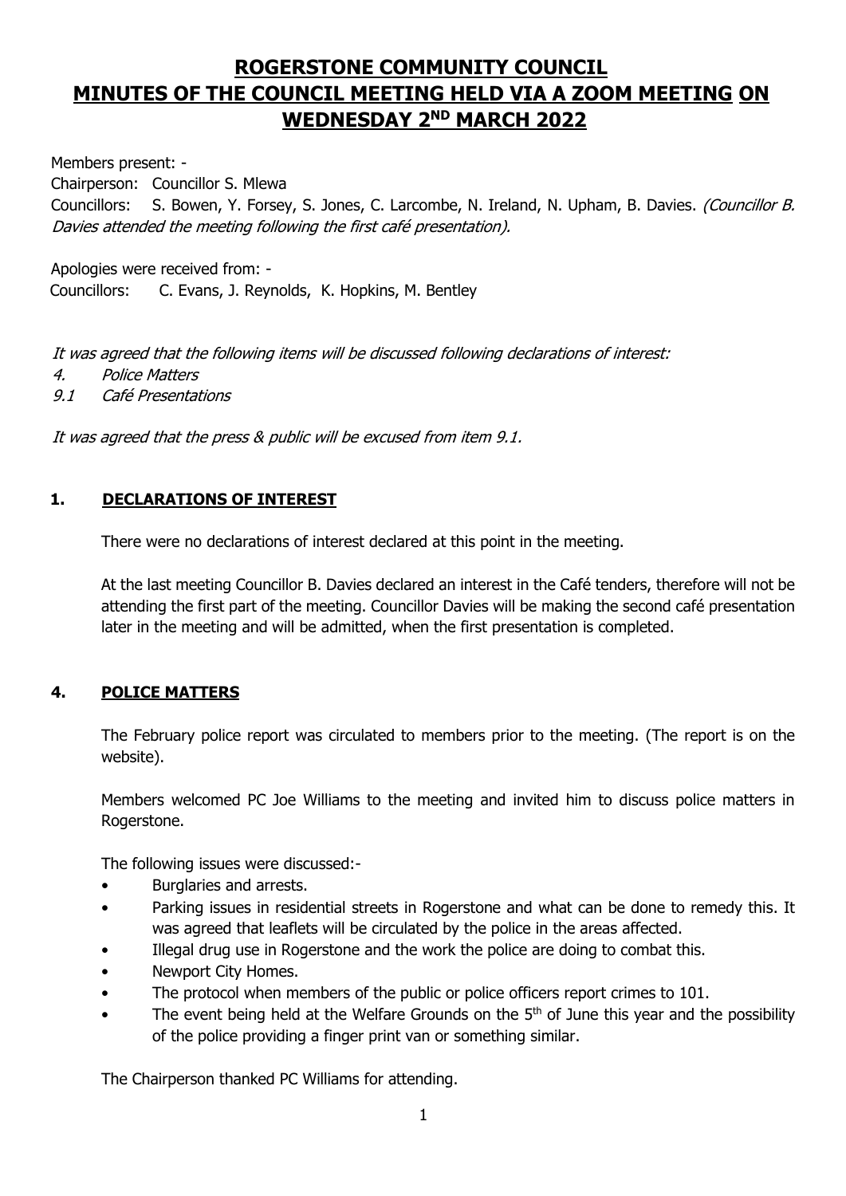# ROGERSTONE COMMUNITY COUNCIL
# MINUTES OF THE COUNCIL MEETING HELD VIA A ZOOM MEETING ON WEDNESDAY 2ND MARCH 2022

Members present: -
Chairperson: Councillor S. Mlewa
Councillors: S. Bowen, Y. Forsey, S. Jones, C. Larcombe, N. Ireland, N. Upham, B. Davies. *(Councillor B. Davies attended the meeting following the first café presentation).*

Apologies were received from: -
Councillors: C. Evans, J. Reynolds, K. Hopkins, M. Bentley

*It was agreed that the following items will be discussed following declarations of interest:*
*4. Police Matters*
*9.1 Café Presentations*

*It was agreed that the press & public will be excused from item 9.1.*

## 1. DECLARATIONS OF INTEREST

There were no declarations of interest declared at this point in the meeting.

At the last meeting Councillor B. Davies declared an interest in the Café tenders, therefore will not be attending the first part of the meeting. Councillor Davies will be making the second café presentation later in the meeting and will be admitted, when the first presentation is completed.

## 4. POLICE MATTERS

The February police report was circulated to members prior to the meeting. (The report is on the website).

Members welcomed PC Joe Williams to the meeting and invited him to discuss police matters in Rogerstone.

The following issues were discussed:-

- Burglaries and arrests.
- Parking issues in residential streets in Rogerstone and what can be done to remedy this. It was agreed that leaflets will be circulated by the police in the areas affected.
- Illegal drug use in Rogerstone and the work the police are doing to combat this.
- Newport City Homes.
- The protocol when members of the public or police officers report crimes to 101.
- The event being held at the Welfare Grounds on the 5th of June this year and the possibility of the police providing a finger print van or something similar.

The Chairperson thanked PC Williams for attending.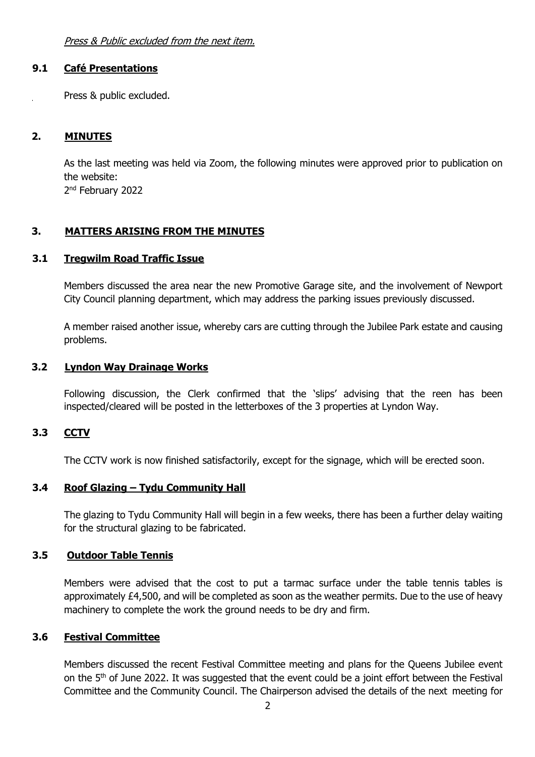*Press & Public excluded from the next item.*

### 9.1 Café Presentations

Press & public excluded.

## 2. MINUTES

As the last meeting was held via Zoom, the following minutes were approved prior to publication on the website:
2nd February 2022

## 3. MATTERS ARISING FROM THE MINUTES

### 3.1 Tregwilm Road Traffic Issue

Members discussed the area near the new Promotive Garage site, and the involvement of Newport City Council planning department, which may address the parking issues previously discussed.

A member raised another issue, whereby cars are cutting through the Jubilee Park estate and causing problems.

### 3.2 Lyndon Way Drainage Works

Following discussion, the Clerk confirmed that the 'slips' advising that the reen has been inspected/cleared will be posted in the letterboxes of the 3 properties at Lyndon Way.

### 3.3 CCTV

The CCTV work is now finished satisfactorily, except for the signage, which will be erected soon.

### 3.4 Roof Glazing – Tydu Community Hall

The glazing to Tydu Community Hall will begin in a few weeks, there has been a further delay waiting for the structural glazing to be fabricated.

### 3.5 Outdoor Table Tennis

Members were advised that the cost to put a tarmac surface under the table tennis tables is approximately £4,500, and will be completed as soon as the weather permits. Due to the use of heavy machinery to complete the work the ground needs to be dry and firm.

### 3.6 Festival Committee

Members discussed the recent Festival Committee meeting and plans for the Queens Jubilee event on the 5th of June 2022. It was suggested that the event could be a joint effort between the Festival Committee and the Community Council. The Chairperson advised the details of the next meeting for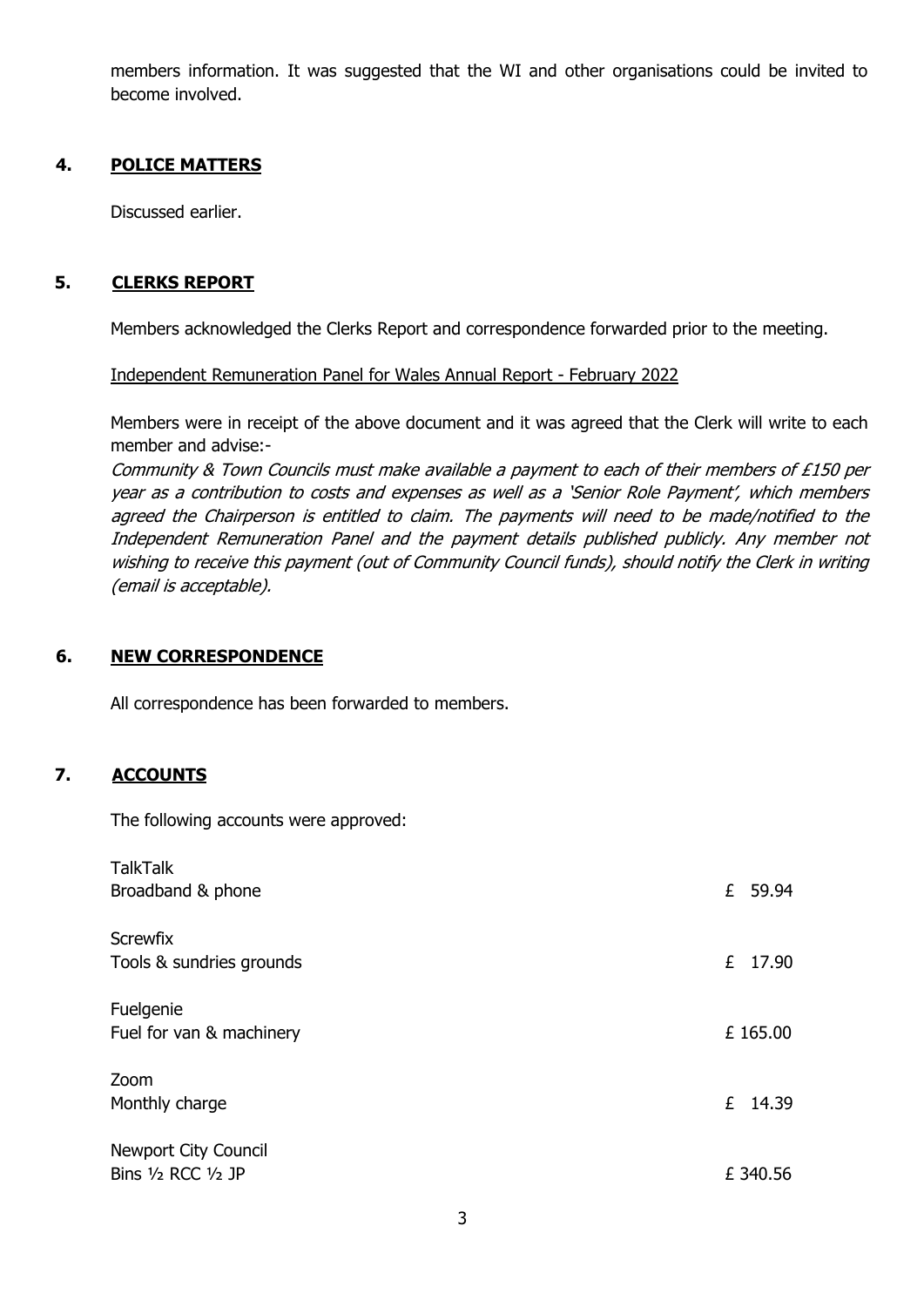members information. It was suggested that the WI and other organisations could be invited to become involved.

## 4. POLICE MATTERS

Discussed earlier.

## 5. CLERKS REPORT

Members acknowledged the Clerks Report and correspondence forwarded prior to the meeting.

Independent Remuneration Panel for Wales Annual Report - February 2022

Members were in receipt of the above document and it was agreed that the Clerk will write to each member and advise:-

*Community & Town Councils must make available a payment to each of their members of £150 per year as a contribution to costs and expenses as well as a 'Senior Role Payment', which members agreed the Chairperson is entitled to claim. The payments will need to be made/notified to the Independent Remuneration Panel and the payment details published publicly. Any member not wishing to receive this payment (out of Community Council funds), should notify the Clerk in writing (email is acceptable).*

## 6. NEW CORRESPONDENCE

All correspondence has been forwarded to members.

## 7. ACCOUNTS

The following accounts were approved:

| Payee | Amount |
|---|---|
| TalkTalk<br>Broadband & phone | £ 59.94 |
| Screwfix<br>Tools & sundries grounds | £ 17.90 |
| Fuelgenie<br>Fuel for van & machinery | £ 165.00 |
| Zoom<br>Monthly charge | £ 14.39 |
| Newport City Council<br>Bins ½ RCC ½ JP | £ 340.56 |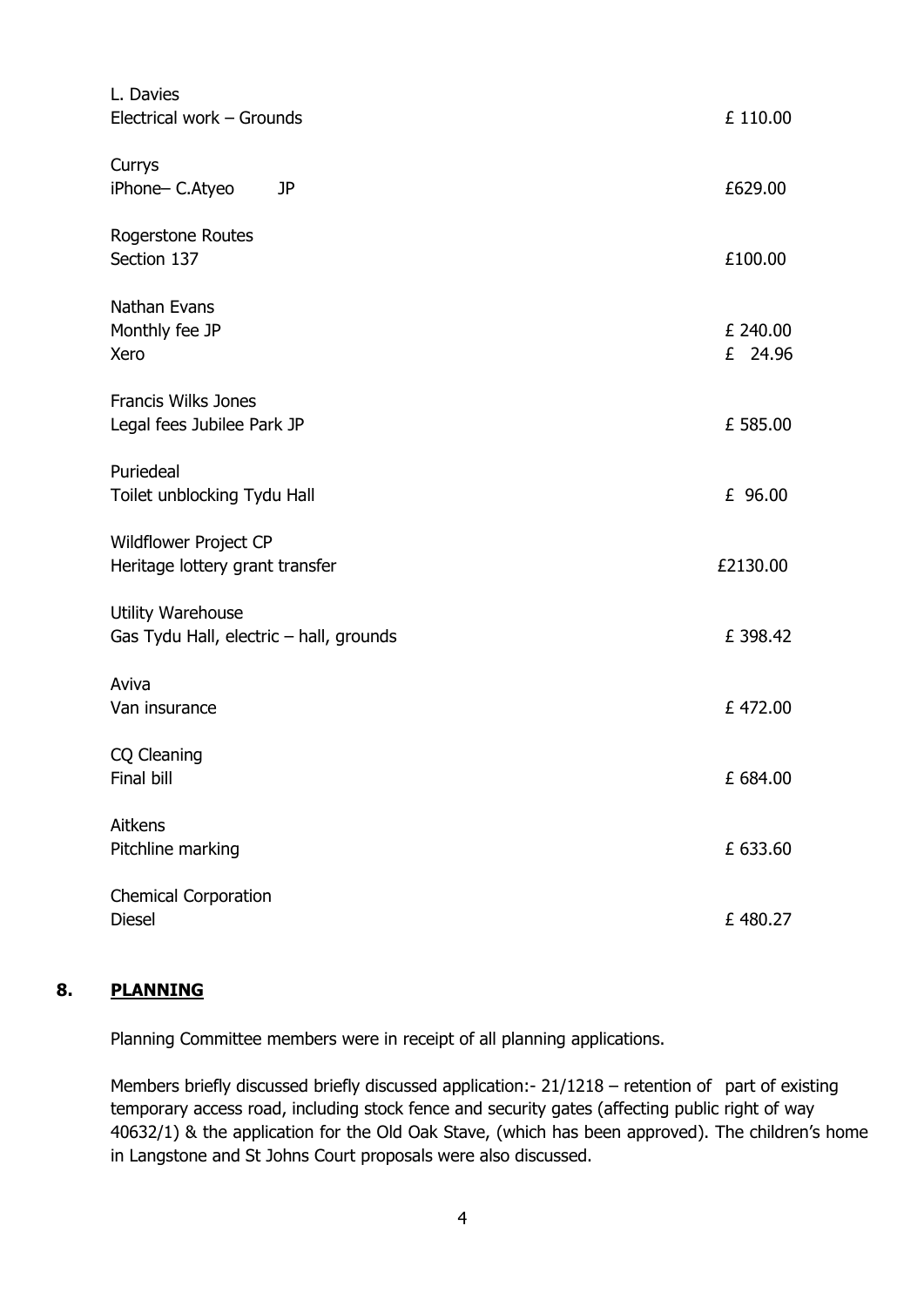| | |
|---|---|
| L. Davies<br>Electrical work – Grounds | £ 110.00 |
| Currys<br>iPhone– C.Atyeo JP | £629.00 |
| Rogerstone Routes<br>Section 137 | £100.00 |
| Nathan Evans<br>Monthly fee JP<br>Xero | £ 240.00<br>£ 24.96 |
| Francis Wilks Jones<br>Legal fees Jubilee Park JP | £ 585.00 |
| Puriedeal<br>Toilet unblocking Tydu Hall | £ 96.00 |
| Wildflower Project CP<br>Heritage lottery grant transfer | £2130.00 |
| Utility Warehouse<br>Gas Tydu Hall, electric – hall, grounds | £ 398.42 |
| Aviva<br>Van insurance | £ 472.00 |
| CQ Cleaning<br>Final bill | £ 684.00 |
| Aitkens<br>Pitchline marking | £ 633.60 |
| Chemical Corporation<br>Diesel | £ 480.27 |

## 8. PLANNING

Planning Committee members were in receipt of all planning applications.

Members briefly discussed briefly discussed application:- 21/1218 – retention of part of existing temporary access road, including stock fence and security gates (affecting public right of way 40632/1) & the application for the Old Oak Stave, (which has been approved). The children's home in Langstone and St Johns Court proposals were also discussed.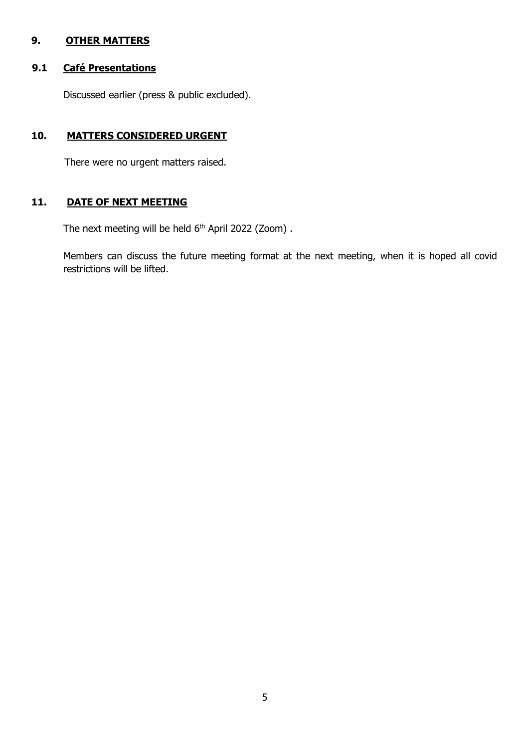## 9. OTHER MATTERS

### 9.1 Café Presentations

Discussed earlier (press & public excluded).

## 10. MATTERS CONSIDERED URGENT

There were no urgent matters raised.

## 11. DATE OF NEXT MEETING

The next meeting will be held 6th April 2022 (Zoom) .

Members can discuss the future meeting format at the next meeting, when it is hoped all covid restrictions will be lifted.